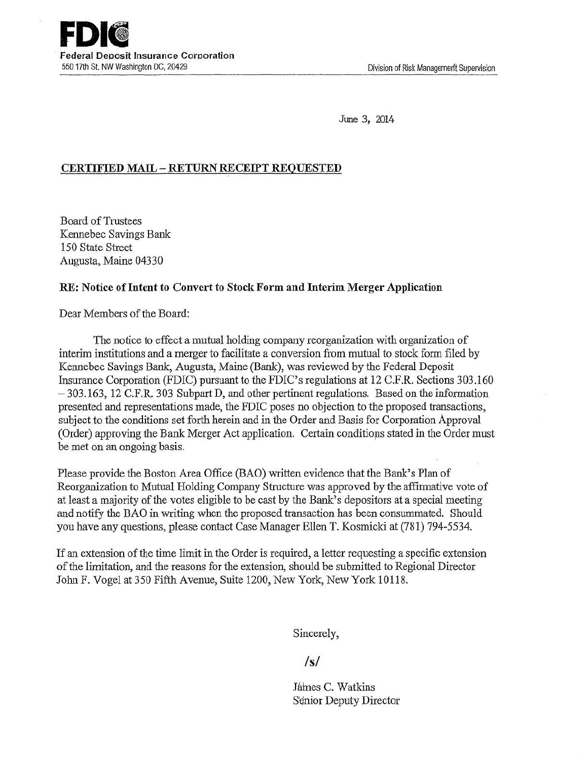**FDIC**
**Federal Deposit Insurance Corporation**
550 17th St. NW Washington DC, 20429

Division of Risk Management Supervision

June 3, 2014

**CERTIFIED MAIL – RETURN RECEIPT REQUESTED**

Board of Trustees
Kennebec Savings Bank
150 State Street
Augusta, Maine 04330

**RE: Notice of Intent to Convert to Stock Form and Interim Merger Application**

Dear Members of the Board:

The notice to effect a mutual holding company reorganization with organization of interim institutions and a merger to facilitate a conversion from mutual to stock form filed by Kennebec Savings Bank, Augusta, Maine (Bank), was reviewed by the Federal Deposit Insurance Corporation (FDIC) pursuant to the FDIC's regulations at 12 C.F.R. Sections 303.160 – 303.163, 12 C.F.R. 303 Subpart D, and other pertinent regulations. Based on the information presented and representations made, the FDIC poses no objection to the proposed transactions, subject to the conditions set forth herein and in the Order and Basis for Corporation Approval (Order) approving the Bank Merger Act application. Certain conditions stated in the Order must be met on an ongoing basis.

Please provide the Boston Area Office (BAO) written evidence that the Bank's Plan of Reorganization to Mutual Holding Company Structure was approved by the affirmative vote of at least a majority of the votes eligible to be cast by the Bank's depositors at a special meeting and notify the BAO in writing when the proposed transaction has been consummated. Should you have any questions, please contact Case Manager Ellen T. Kosmicki at (781) 794-5534.

If an extension of the time limit in the Order is required, a letter requesting a specific extension of the limitation, and the reasons for the extension, should be submitted to Regional Director John F. Vogel at 350 Fifth Avenue, Suite 1200, New York, New York 10118.

Sincerely,

/s/

James C. Watkins
Senior Deputy Director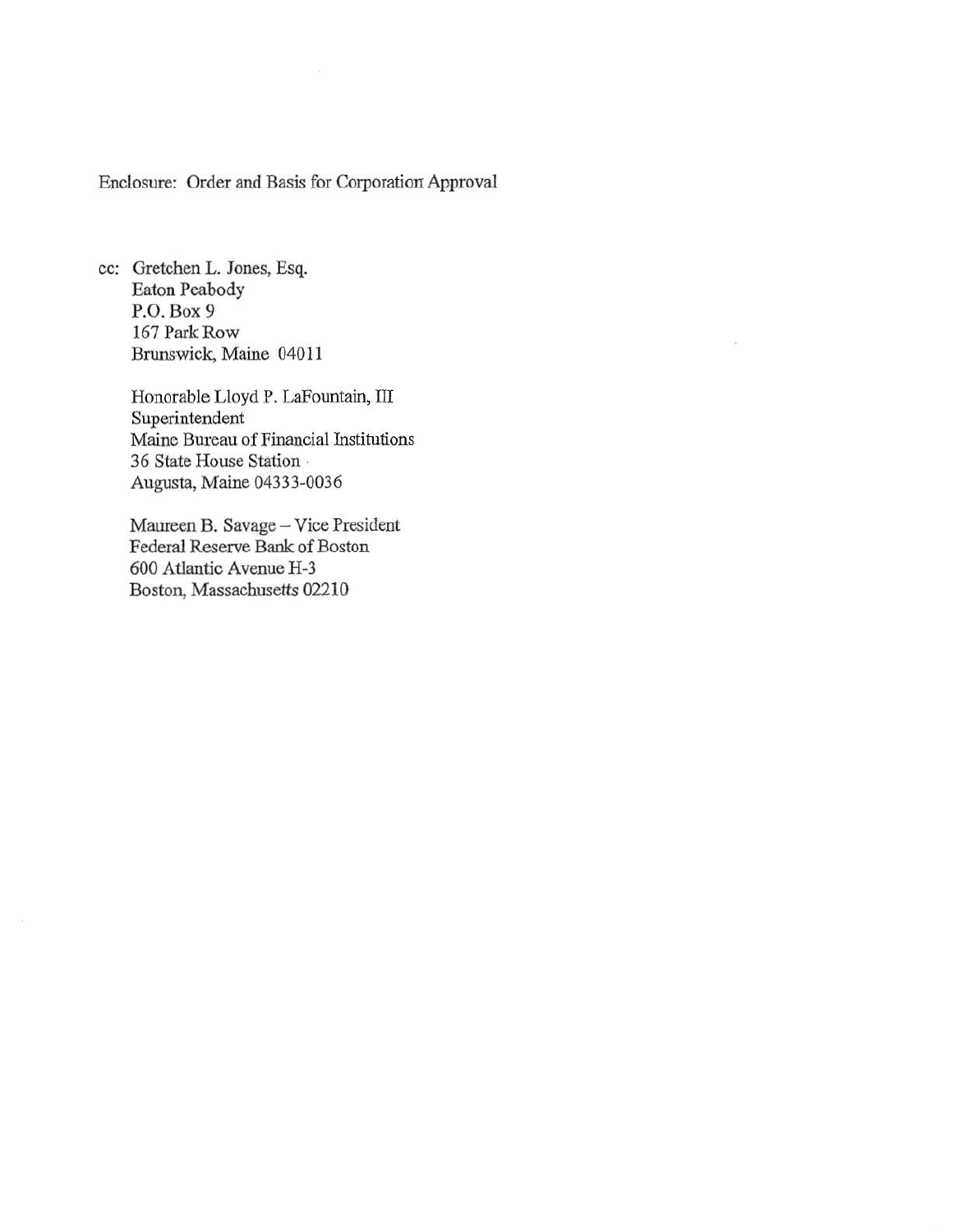Enclosure: Order and Basis for Corporation Approval

cc: Gretchen L. Jones, Esq.
Eaton Peabody
P.O. Box 9
167 Park Row
Brunswick, Maine 04011

Honorable Lloyd P. LaFountain, III
Superintendent
Maine Bureau of Financial Institutions
36 State House Station
Augusta, Maine 04333-0036

Maureen B. Savage – Vice President
Federal Reserve Bank of Boston
600 Atlantic Avenue H-3
Boston, Massachusetts 02210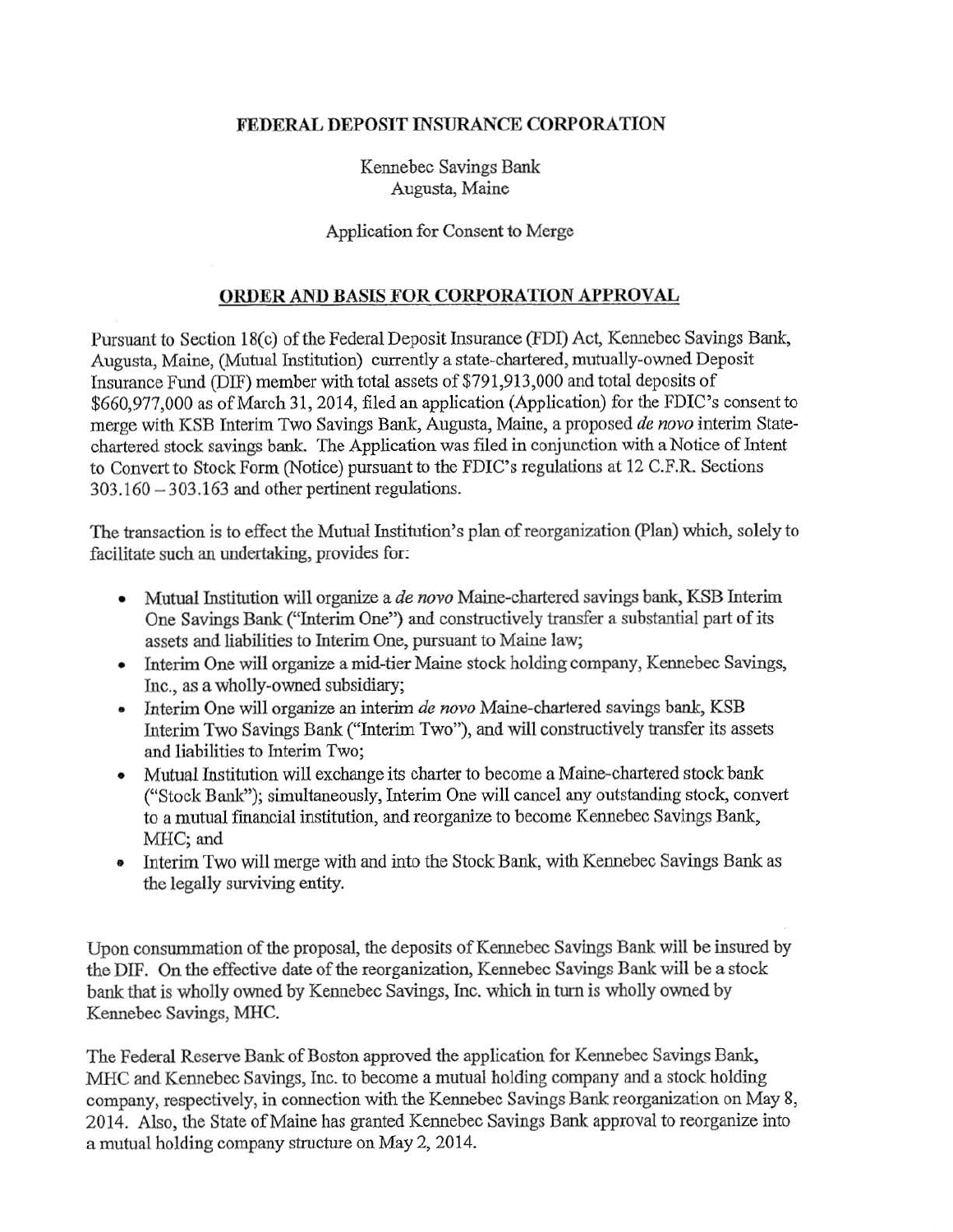**FEDERAL DEPOSIT INSURANCE CORPORATION**

Kennebec Savings Bank
Augusta, Maine

Application for Consent to Merge

**ORDER AND BASIS FOR CORPORATION APPROVAL**

Pursuant to Section 18(c) of the Federal Deposit Insurance (FDI) Act, Kennebec Savings Bank, Augusta, Maine, (Mutual Institution) currently a state-chartered, mutually-owned Deposit Insurance Fund (DIF) member with total assets of $791,913,000 and total deposits of $660,977,000 as of March 31, 2014, filed an application (Application) for the FDIC's consent to merge with KSB Interim Two Savings Bank, Augusta, Maine, a proposed *de novo* interim State-chartered stock savings bank. The Application was filed in conjunction with a Notice of Intent to Convert to Stock Form (Notice) pursuant to the FDIC's regulations at 12 C.F.R. Sections 303.160 – 303.163 and other pertinent regulations.

The transaction is to effect the Mutual Institution's plan of reorganization (Plan) which, solely to facilitate such an undertaking, provides for:

- Mutual Institution will organize a *de novo* Maine-chartered savings bank, KSB Interim One Savings Bank ("Interim One") and constructively transfer a substantial part of its assets and liabilities to Interim One, pursuant to Maine law;
- Interim One will organize a mid-tier Maine stock holding company, Kennebec Savings, Inc., as a wholly-owned subsidiary;
- Interim One will organize an interim *de novo* Maine-chartered savings bank, KSB Interim Two Savings Bank ("Interim Two"), and will constructively transfer its assets and liabilities to Interim Two;
- Mutual Institution will exchange its charter to become a Maine-chartered stock bank ("Stock Bank"); simultaneously, Interim One will cancel any outstanding stock, convert to a mutual financial institution, and reorganize to become Kennebec Savings Bank, MHC; and
- Interim Two will merge with and into the Stock Bank, with Kennebec Savings Bank as the legally surviving entity.

Upon consummation of the proposal, the deposits of Kennebec Savings Bank will be insured by the DIF. On the effective date of the reorganization, Kennebec Savings Bank will be a stock bank that is wholly owned by Kennebec Savings, Inc. which in turn is wholly owned by Kennebec Savings, MHC.

The Federal Reserve Bank of Boston approved the application for Kennebec Savings Bank, MHC and Kennebec Savings, Inc. to become a mutual holding company and a stock holding company, respectively, in connection with the Kennebec Savings Bank reorganization on May 8, 2014. Also, the State of Maine has granted Kennebec Savings Bank approval to reorganize into a mutual holding company structure on May 2, 2014.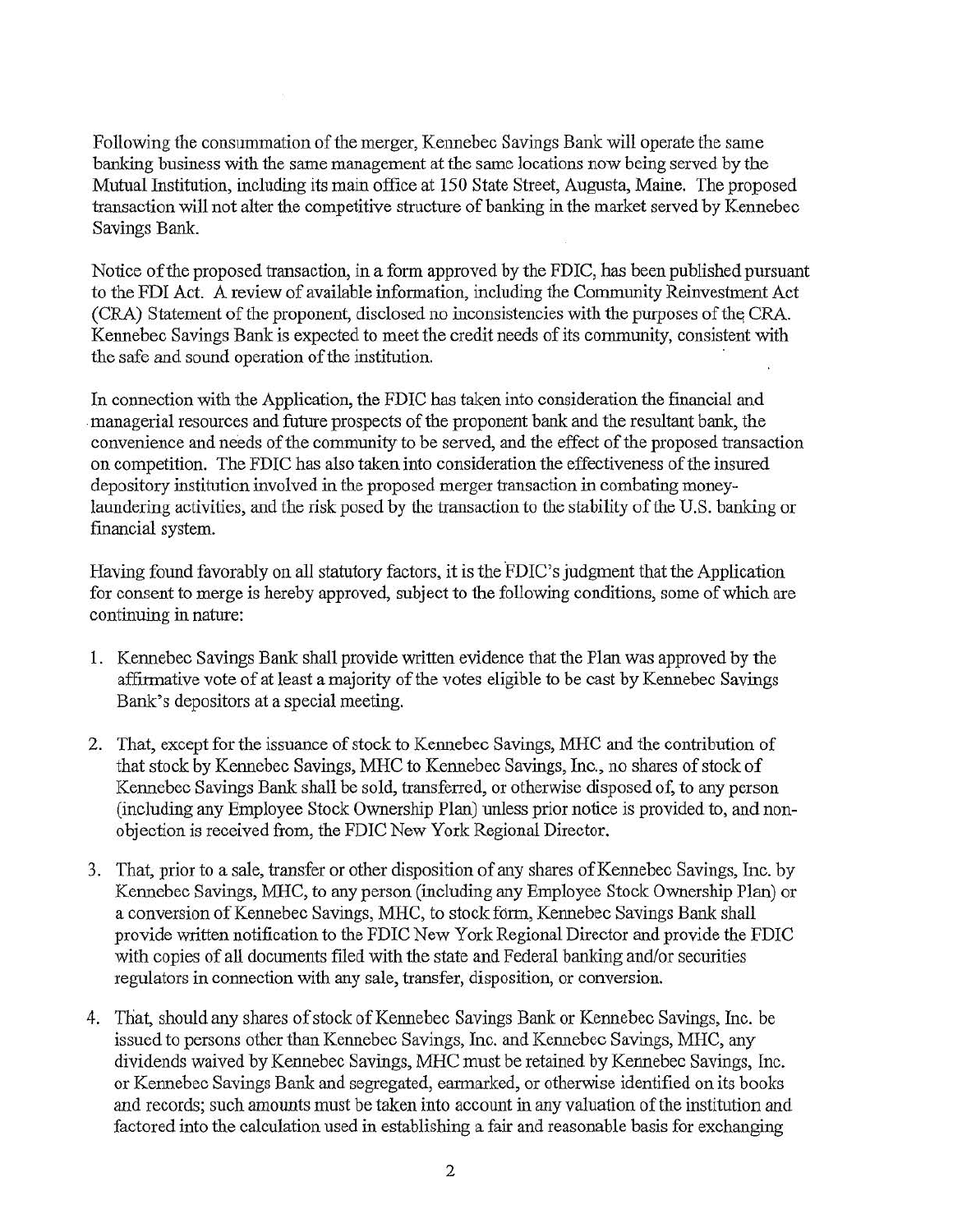Following the consummation of the merger, Kennebec Savings Bank will operate the same banking business with the same management at the same locations now being served by the Mutual Institution, including its main office at 150 State Street, Augusta, Maine. The proposed transaction will not alter the competitive structure of banking in the market served by Kennebec Savings Bank.

Notice of the proposed transaction, in a form approved by the FDIC, has been published pursuant to the FDI Act. A review of available information, including the Community Reinvestment Act (CRA) Statement of the proponent, disclosed no inconsistencies with the purposes of the CRA. Kennebec Savings Bank is expected to meet the credit needs of its community, consistent with the safe and sound operation of the institution.

In connection with the Application, the FDIC has taken into consideration the financial and managerial resources and future prospects of the proponent bank and the resultant bank, the convenience and needs of the community to be served, and the effect of the proposed transaction on competition. The FDIC has also taken into consideration the effectiveness of the insured depository institution involved in the proposed merger transaction in combating money-laundering activities, and the risk posed by the transaction to the stability of the U.S. banking or financial system.

Having found favorably on all statutory factors, it is the FDIC's judgment that the Application for consent to merge is hereby approved, subject to the following conditions, some of which are continuing in nature:

1. Kennebec Savings Bank shall provide written evidence that the Plan was approved by the affirmative vote of at least a majority of the votes eligible to be cast by Kennebec Savings Bank's depositors at a special meeting.

2. That, except for the issuance of stock to Kennebec Savings, MHC and the contribution of that stock by Kennebec Savings, MHC to Kennebec Savings, Inc., no shares of stock of Kennebec Savings Bank shall be sold, transferred, or otherwise disposed of, to any person (including any Employee Stock Ownership Plan) unless prior notice is provided to, and non-objection is received from, the FDIC New York Regional Director.

3. That, prior to a sale, transfer or other disposition of any shares of Kennebec Savings, Inc. by Kennebec Savings, MHC, to any person (including any Employee Stock Ownership Plan) or a conversion of Kennebec Savings, MHC, to stock form, Kennebec Savings Bank shall provide written notification to the FDIC New York Regional Director and provide the FDIC with copies of all documents filed with the state and Federal banking and/or securities regulators in connection with any sale, transfer, disposition, or conversion.

4. That, should any shares of stock of Kennebec Savings Bank or Kennebec Savings, Inc. be issued to persons other than Kennebec Savings, Inc. and Kennebec Savings, MHC, any dividends waived by Kennebec Savings, MHC must be retained by Kennebec Savings, Inc. or Kennebec Savings Bank and segregated, earmarked, or otherwise identified on its books and records; such amounts must be taken into account in any valuation of the institution and factored into the calculation used in establishing a fair and reasonable basis for exchanging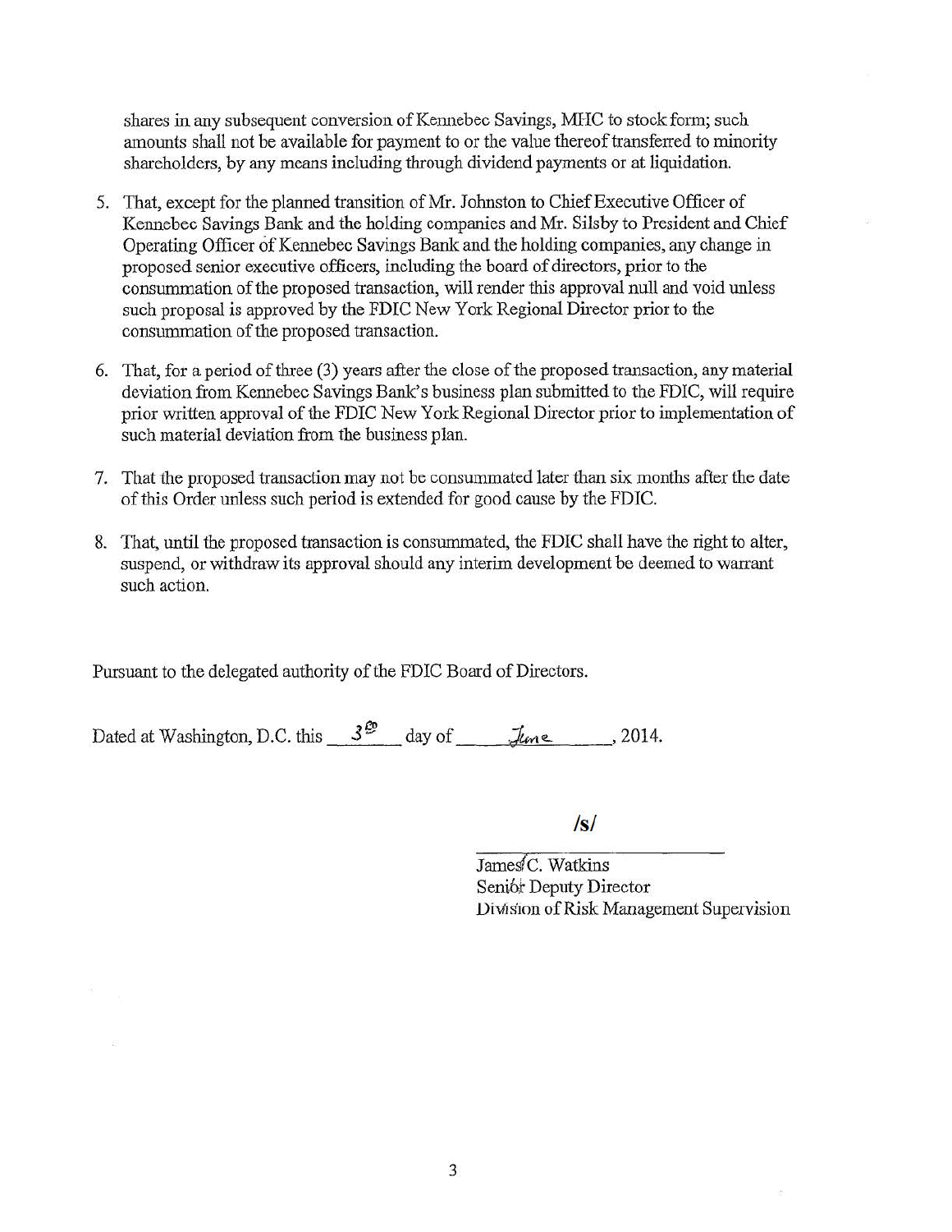shares in any subsequent conversion of Kennebec Savings, MHC to stock form; such amounts shall not be available for payment to or the value thereof transferred to minority shareholders, by any means including through dividend payments or at liquidation.

5. That, except for the planned transition of Mr. Johnston to Chief Executive Officer of Kennebec Savings Bank and the holding companies and Mr. Silsby to President and Chief Operating Officer of Kennebec Savings Bank and the holding companies, any change in proposed senior executive officers, including the board of directors, prior to the consummation of the proposed transaction, will render this approval null and void unless such proposal is approved by the FDIC New York Regional Director prior to the consummation of the proposed transaction.

6. That, for a period of three (3) years after the close of the proposed transaction, any material deviation from Kennebec Savings Bank's business plan submitted to the FDIC, will require prior written approval of the FDIC New York Regional Director prior to implementation of such material deviation from the business plan.

7. That the proposed transaction may not be consummated later than six months after the date of this Order unless such period is extended for good cause by the FDIC.

8. That, until the proposed transaction is consummated, the FDIC shall have the right to alter, suspend, or withdraw its approval should any interim development be deemed to warrant such action.

Pursuant to the delegated authority of the FDIC Board of Directors.

Dated at Washington, D.C. this 3rd day of June, 2014.

/s/

James C. Watkins
Senior Deputy Director
Division of Risk Management Supervision